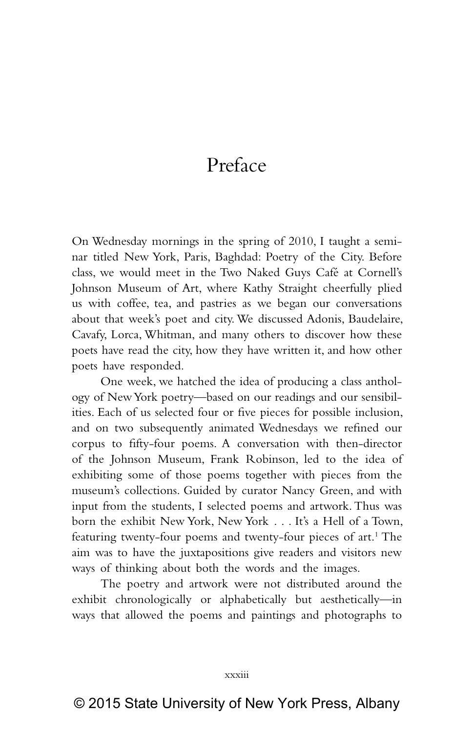# Preface

On Wednesday mornings in the spring of 2010, I taught a seminar titled New York, Paris, Baghdad: Poetry of the City. Before class, we would meet in the Two Naked Guys Café at Cornell's Johnson Museum of Art, where Kathy Straight cheerfully plied us with coffee, tea, and pastries as we began our conversations about that week's poet and city. We discussed Adonis, Baudelaire, Cavafy, Lorca, Whitman, and many others to discover how these poets have read the city, how they have written it, and how other poets have responded.

One week, we hatched the idea of producing a class anthology of New York poetry—based on our readings and our sensibilities. Each of us selected four or five pieces for possible inclusion, and on two subsequently animated Wednesdays we refined our corpus to fifty-four poems. A conversation with then-director of the Johnson Museum, Frank Robinson, led to the idea of exhibiting some of those poems together with pieces from the museum's collections. Guided by curator Nancy Green, and with input from the students, I selected poems and artwork. Thus was born the exhibit New York, New York . . . It's a Hell of a Town, featuring twenty-four poems and twenty-four pieces of art.[1] The aim was to have the juxtapositions give readers and visitors new ways of thinking about both the words and the images.

The poetry and artwork were not distributed around the exhibit chronologically or alphabetically but aesthetically—in ways that allowed the poems and paintings and photographs to

© 2015 State University of New York Press, Albany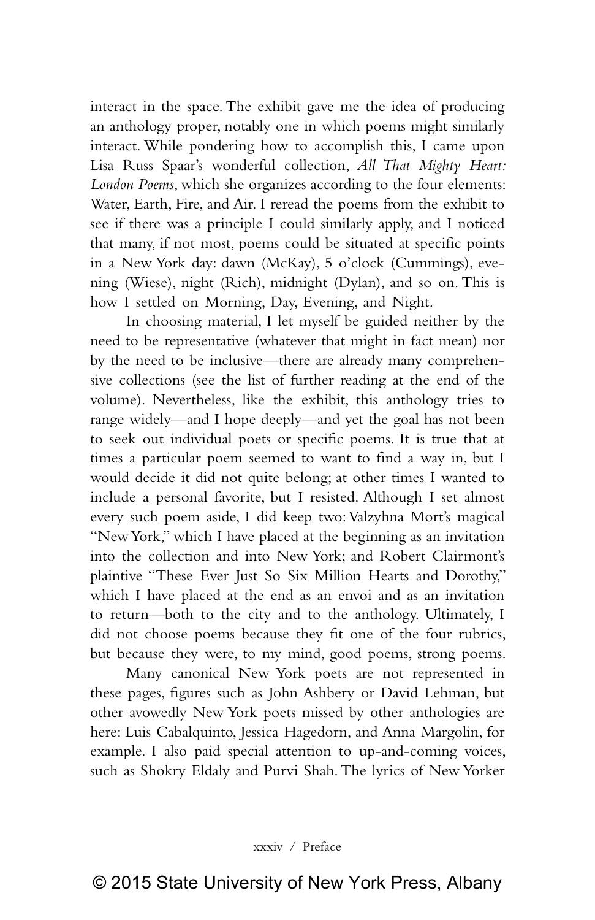interact in the space. The exhibit gave me the idea of producing an anthology proper, notably one in which poems might similarly interact. While pondering how to accomplish this, I came upon Lisa Russ Spaar's wonderful collection, *All That Mighty Heart: London Poems*, which she organizes according to the four elements: Water, Earth, Fire, and Air. I reread the poems from the exhibit to see if there was a principle I could similarly apply, and I noticed that many, if not most, poems could be situated at specific points in a New York day: dawn (McKay), 5 o'clock (Cummings), evening (Wiese), night (Rich), midnight (Dylan), and so on. This is how I settled on Morning, Day, Evening, and Night.

In choosing material, I let myself be guided neither by the need to be representative (whatever that might in fact mean) nor by the need to be inclusive—there are already many comprehensive collections (see the list of further reading at the end of the volume). Nevertheless, like the exhibit, this anthology tries to range widely—and I hope deeply—and yet the goal has not been to seek out individual poets or specific poems. It is true that at times a particular poem seemed to want to find a way in, but I would decide it did not quite belong; at other times I wanted to include a personal favorite, but I resisted. Although I set almost every such poem aside, I did keep two: Valzyhna Mort's magical "New York," which I have placed at the beginning as an invitation into the collection and into New York; and Robert Clairmont's plaintive "These Ever Just So Six Million Hearts and Dorothy," which I have placed at the end as an envoi and as an invitation to return—both to the city and to the anthology. Ultimately, I did not choose poems because they fit one of the four rubrics, but because they were, to my mind, good poems, strong poems.

Many canonical New York poets are not represented in these pages, figures such as John Ashbery or David Lehman, but other avowedly New York poets missed by other anthologies are here: Luis Cabalquinto, Jessica Hagedorn, and Anna Margolin, for example. I also paid special attention to up-and-coming voices, such as Shokry Eldaly and Purvi Shah. The lyrics of New Yorker

© 2015 State University of New York Press, Albany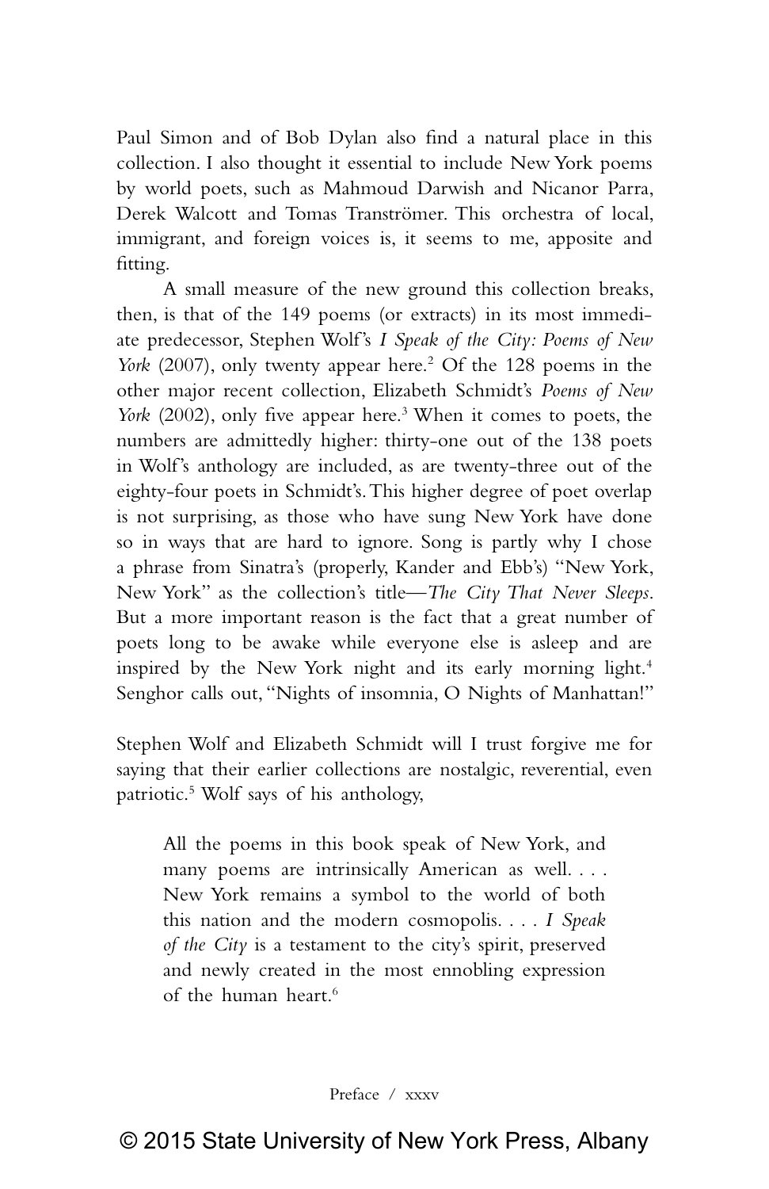Paul Simon and of Bob Dylan also find a natural place in this collection. I also thought it essential to include New York poems by world poets, such as Mahmoud Darwish and Nicanor Parra, Derek Walcott and Tomas Tranströmer. This orchestra of local, immigrant, and foreign voices is, it seems to me, apposite and fitting.

A small measure of the new ground this collection breaks, then, is that of the 149 poems (or extracts) in its most immediate predecessor, Stephen Wolf's *I Speak of the City: Poems of New York* (2007), only twenty appear here.[2] Of the 128 poems in the other major recent collection, Elizabeth Schmidt's *Poems of New York* (2002), only five appear here.[3] When it comes to poets, the numbers are admittedly higher: thirty-one out of the 138 poets in Wolf's anthology are included, as are twenty-three out of the eighty-four poets in Schmidt's. This higher degree of poet overlap is not surprising, as those who have sung New York have done so in ways that are hard to ignore. Song is partly why I chose a phrase from Sinatra's (properly, Kander and Ebb's) "New York, New York" as the collection's title—*The City That Never Sleeps*. But a more important reason is the fact that a great number of poets long to be awake while everyone else is asleep and are inspired by the New York night and its early morning light.[4] Senghor calls out, "Nights of insomnia, O Nights of Manhattan!"

Stephen Wolf and Elizabeth Schmidt will I trust forgive me for saying that their earlier collections are nostalgic, reverential, even patriotic.[5] Wolf says of his anthology,

> All the poems in this book speak of New York, and many poems are intrinsically American as well. . . . New York remains a symbol to the world of both this nation and the modern cosmopolis. . . . *I Speak of the City* is a testament to the city's spirit, preserved and newly created in the most ennobling expression of the human heart.[6]

© 2015 State University of New York Press, Albany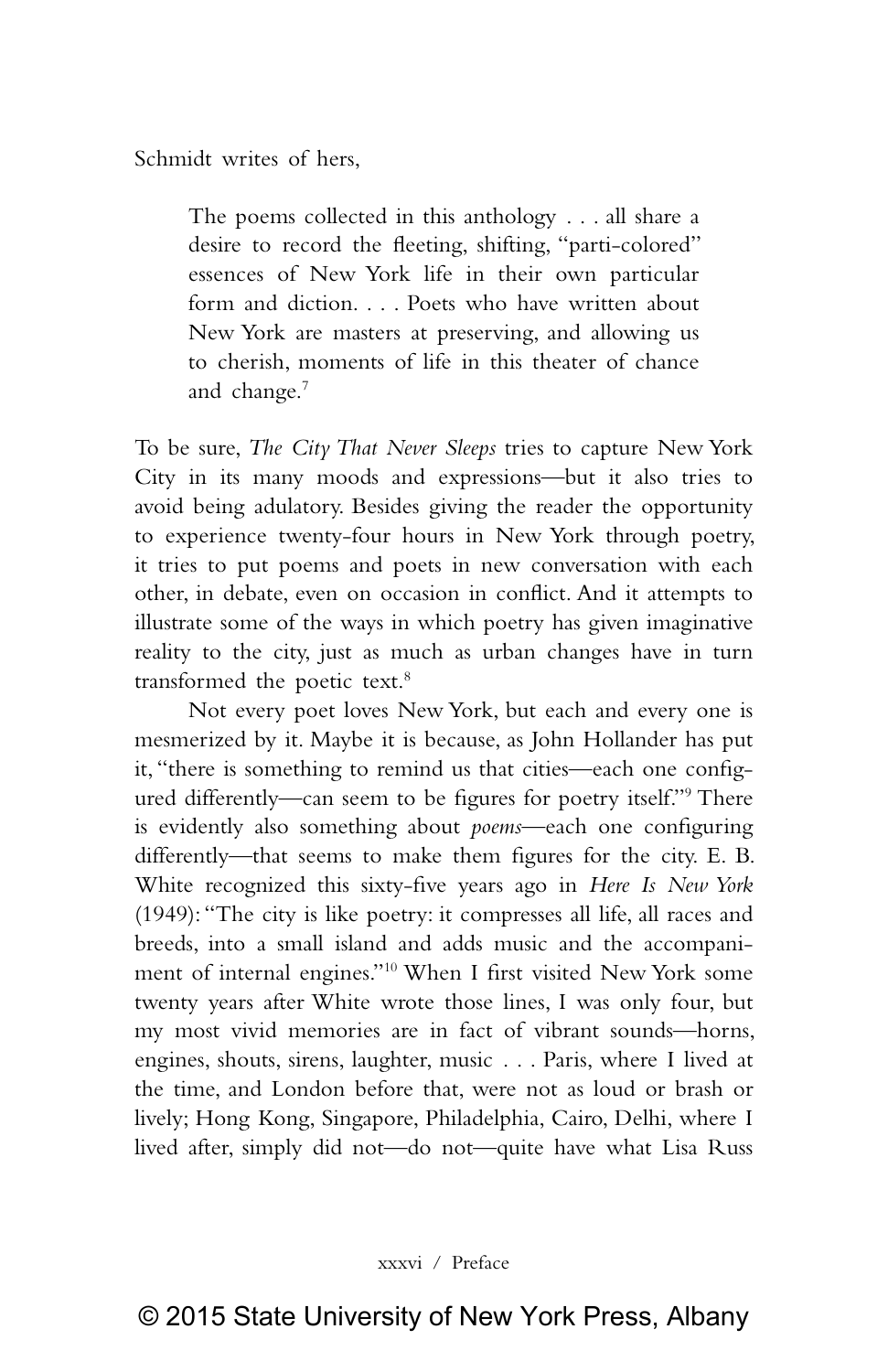Schmidt writes of hers,

> The poems collected in this anthology . . . all share a desire to record the fleeting, shifting, "parti-colored" essences of New York life in their own particular form and diction. . . . Poets who have written about New York are masters at preserving, and allowing us to cherish, moments of life in this theater of chance and change.[7]

To be sure, *The City That Never Sleeps* tries to capture New York City in its many moods and expressions—but it also tries to avoid being adulatory. Besides giving the reader the opportunity to experience twenty-four hours in New York through poetry, it tries to put poems and poets in new conversation with each other, in debate, even on occasion in conflict. And it attempts to illustrate some of the ways in which poetry has given imaginative reality to the city, just as much as urban changes have in turn transformed the poetic text.[8]

Not every poet loves New York, but each and every one is mesmerized by it. Maybe it is because, as John Hollander has put it, "there is something to remind us that cities—each one configured differently—can seem to be figures for poetry itself."[9] There is evidently also something about *poems*—each one configuring differently—that seems to make them figures for the city. E. B. White recognized this sixty-five years ago in *Here Is New York* (1949): "The city is like poetry: it compresses all life, all races and breeds, into a small island and adds music and the accompaniment of internal engines."[10] When I first visited New York some twenty years after White wrote those lines, I was only four, but my most vivid memories are in fact of vibrant sounds—horns, engines, shouts, sirens, laughter, music . . . Paris, where I lived at the time, and London before that, were not as loud or brash or lively; Hong Kong, Singapore, Philadelphia, Cairo, Delhi, where I lived after, simply did not—do not—quite have what Lisa Russ

© 2015 State University of New York Press, Albany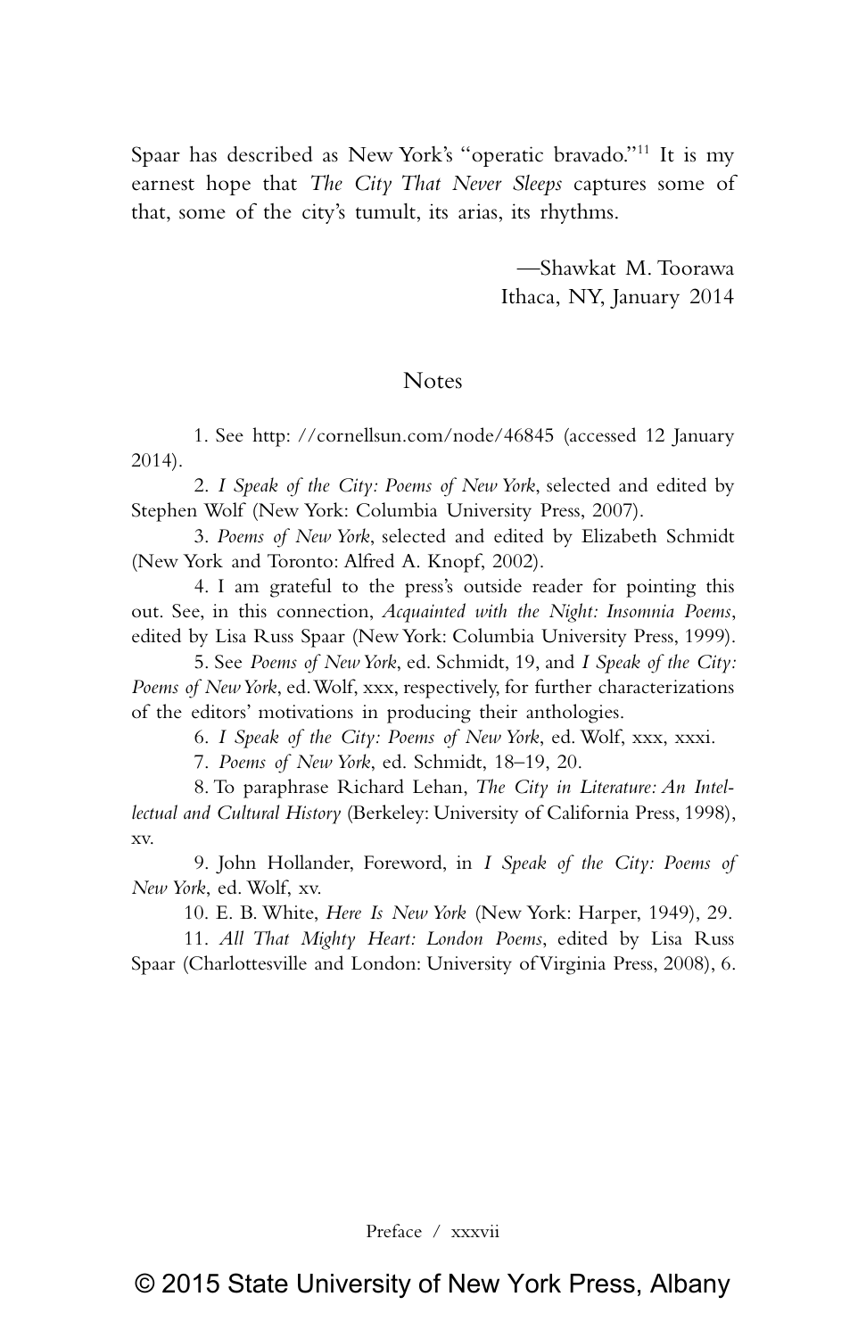Spaar has described as New York's "operatic bravado."[11] It is my earnest hope that *The City That Never Sleeps* captures some of that, some of the city's tumult, its arias, its rhythms.

—Shawkat M. Toorawa
Ithaca, NY, January 2014

## Notes

1. See http: //cornellsun.com/node/46845 (accessed 12 January 2014).

2. *I Speak of the City: Poems of New York*, selected and edited by Stephen Wolf (New York: Columbia University Press, 2007).

3. *Poems of New York*, selected and edited by Elizabeth Schmidt (New York and Toronto: Alfred A. Knopf, 2002).

4. I am grateful to the press's outside reader for pointing this out. See, in this connection, *Acquainted with the Night: Insomnia Poems*, edited by Lisa Russ Spaar (New York: Columbia University Press, 1999).

5. See *Poems of New York*, ed. Schmidt, 19, and *I Speak of the City: Poems of New York*, ed. Wolf, xxx, respectively, for further characterizations of the editors' motivations in producing their anthologies.

6. *I Speak of the City: Poems of New York*, ed. Wolf, xxx, xxxi.

7. *Poems of New York*, ed. Schmidt, 18–19, 20.

8. To paraphrase Richard Lehan, *The City in Literature: An Intellectual and Cultural History* (Berkeley: University of California Press, 1998), xv.

9. John Hollander, Foreword, in *I Speak of the City: Poems of New York*, ed. Wolf, xv.

10. E. B. White, *Here Is New York* (New York: Harper, 1949), 29.

11. *All That Mighty Heart: London Poems*, edited by Lisa Russ Spaar (Charlottesville and London: University of Virginia Press, 2008), 6.

© 2015 State University of New York Press, Albany